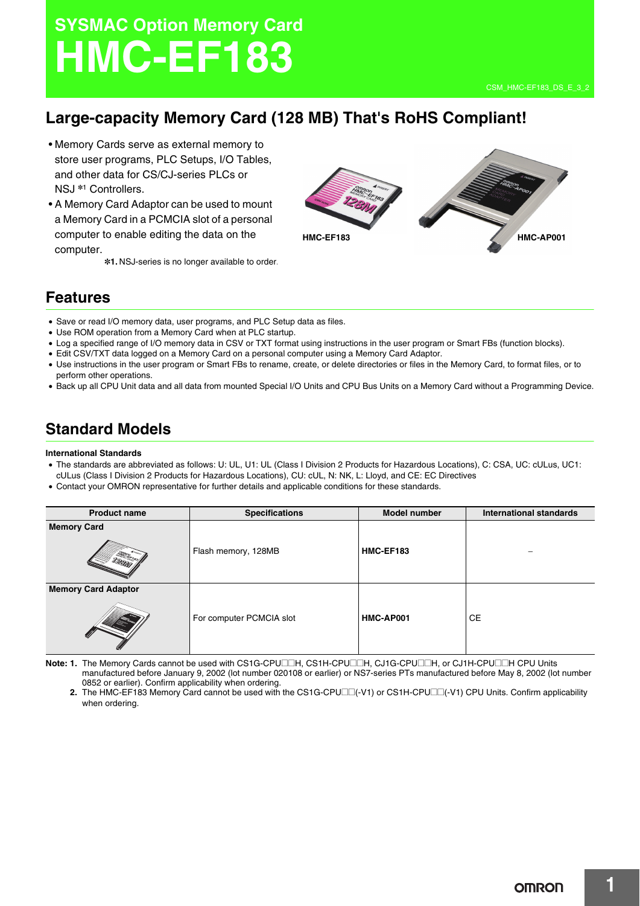# SYSMAC Option Memory Card
# HMC-EF183

CSM_HMC-EF183_DS_E_3_2

## Large-capacity Memory Card (128 MB) That's RoHS Compliant!

- Memory Cards serve as external memory to store user programs, PLC Setups, I/O Tables, and other data for CS/CJ-series PLCs or NSJ *1 Controllers.
- A Memory Card Adaptor can be used to mount a Memory Card in a PCMCIA slot of a personal computer to enable editing the data on the computer.

*1. NSJ-series is no longer available to order.

HMC-EF183

HMC-AP001

## Features

- Save or read I/O memory data, user programs, and PLC Setup data as files.
- Use ROM operation from a Memory Card when at PLC startup.
- Log a specified range of I/O memory data in CSV or TXT format using instructions in the user program or Smart FBs (function blocks).
- Edit CSV/TXT data logged on a Memory Card on a personal computer using a Memory Card Adaptor.
- Use instructions in the user program or Smart FBs to rename, create, or delete directories or files in the Memory Card, to format files, or to perform other operations.
- Back up all CPU Unit data and all data from mounted Special I/O Units and CPU Bus Units on a Memory Card without a Programming Device.

## Standard Models

**International Standards**

- The standards are abbreviated as follows: U: UL, U1: UL (Class I Division 2 Products for Hazardous Locations), C: CSA, UC: cULus, UC1: cULus (Class I Division 2 Products for Hazardous Locations), CU: cUL, N: NK, L: Lloyd, and CE: EC Directives
- Contact your OMRON representative for further details and applicable conditions for these standards.

| Product name | Specifications | Model number | International standards |
|---|---|---|---|
| **Memory Card** | Flash memory, 128MB | **HMC-EF183** | -- |
| **Memory Card Adaptor** | For computer PCMCIA slot | **HMC-AP001** | CE |

**Note: 1.** The Memory Cards cannot be used with CS1G-CPU□□H, CS1H-CPU□□H, CJ1G-CPU□□H, or CJ1H-CPU□□H CPU Units manufactured before January 9, 2002 (lot number 020108 or earlier) or NS7-series PTs manufactured before May 8, 2002 (lot number 0852 or earlier). Confirm applicability when ordering.

**2.** The HMC-EF183 Memory Card cannot be used with the CS1G-CPU□□(-V1) or CS1H-CPU□□(-V1) CPU Units. Confirm applicability when ordering.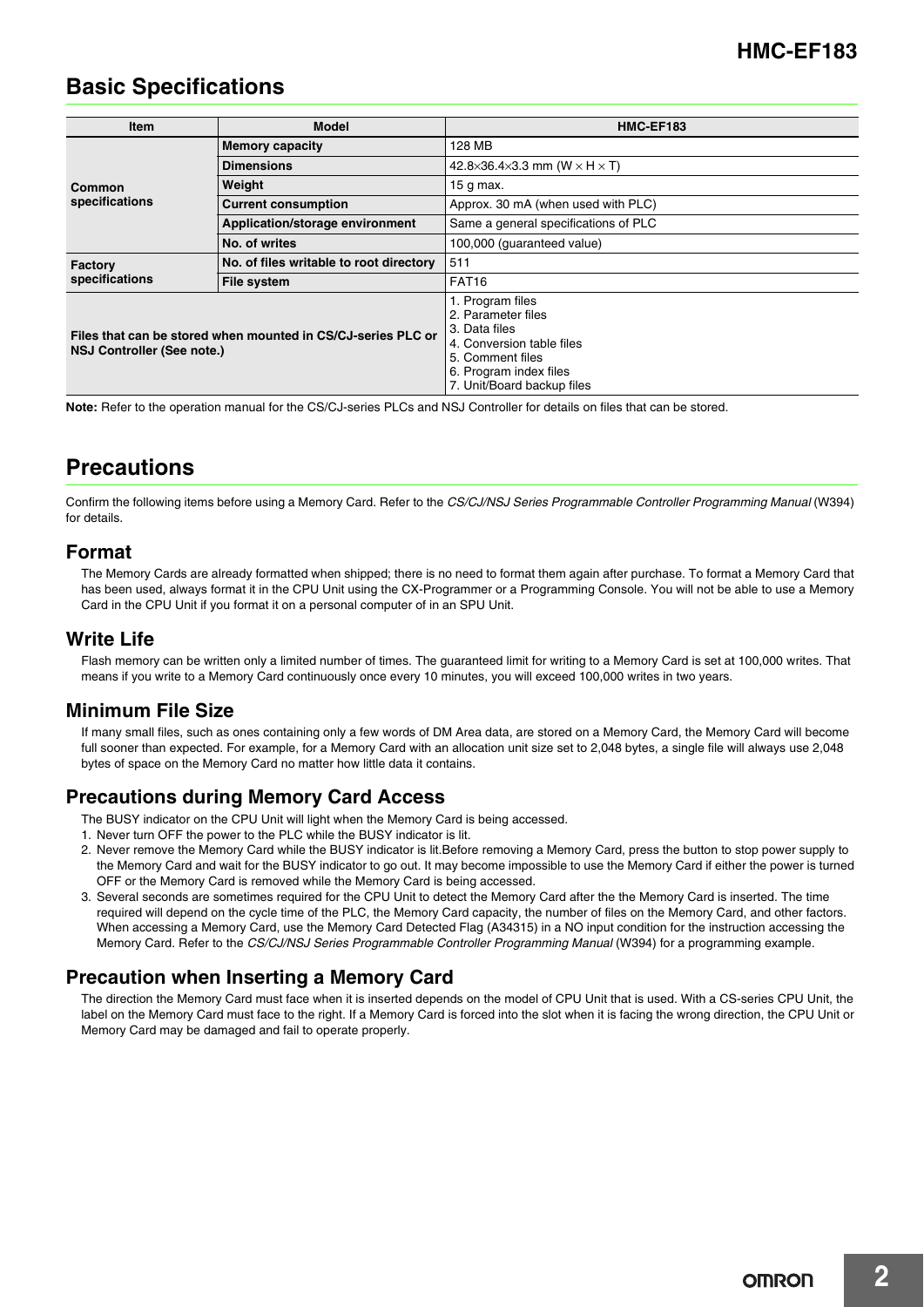## Basic Specifications

| Item | Model | HMC-EF183 |
|---|---|---|
| Common specifications | **Memory capacity** | 128 MB |
| | **Dimensions** | 42.8×36.4×3.3 mm (W × H × T) |
| | **Weight** | 15 g max. |
| | **Current consumption** | Approx. 30 mA (when used with PLC) |
| | **Application/storage environment** | Same a general specifications of PLC |
| | **No. of writes** | 100,000 (guaranteed value) |
| Factory specifications | **No. of files writable to root directory** | 511 |
| | **File system** | FAT16 |
| **Files that can be stored when mounted in CS/CJ-series PLC or NSJ Controller (See note.)** | | 1. Program files<br>2. Parameter files<br>3. Data files<br>4. Conversion table files<br>5. Comment files<br>6. Program index files<br>7. Unit/Board backup files |

**Note:** Refer to the operation manual for the CS/CJ-series PLCs and NSJ Controller for details on files that can be stored.

## Precautions

Confirm the following items before using a Memory Card. Refer to the *CS/CJ/NSJ Series Programmable Controller Programming Manual* (W394) for details.

### Format

The Memory Cards are already formatted when shipped; there is no need to format them again after purchase. To format a Memory Card that has been used, always format it in the CPU Unit using the CX-Programmer or a Programming Console. You will not be able to use a Memory Card in the CPU Unit if you format it on a personal computer of in an SPU Unit.

### Write Life

Flash memory can be written only a limited number of times. The guaranteed limit for writing to a Memory Card is set at 100,000 writes. That means if you write to a Memory Card continuously once every 10 minutes, you will exceed 100,000 writes in two years.

### Minimum File Size

If many small files, such as ones containing only a few words of DM Area data, are stored on a Memory Card, the Memory Card will become full sooner than expected. For example, for a Memory Card with an allocation unit size set to 2,048 bytes, a single file will always use 2,048 bytes of space on the Memory Card no matter how little data it contains.

### Precautions during Memory Card Access

The BUSY indicator on the CPU Unit will light when the Memory Card is being accessed.

1. Never turn OFF the power to the PLC while the BUSY indicator is lit.
2. Never remove the Memory Card while the BUSY indicator is lit.Before removing a Memory Card, press the button to stop power supply to the Memory Card and wait for the BUSY indicator to go out. It may become impossible to use the Memory Card if either the power is turned OFF or the Memory Card is removed while the Memory Card is being accessed.
3. Several seconds are sometimes required for the CPU Unit to detect the Memory Card after the the Memory Card is inserted. The time required will depend on the cycle time of the PLC, the Memory Card capacity, the number of files on the Memory Card, and other factors. When accessing a Memory Card, use the Memory Card Detected Flag (A34315) in a NO input condition for the instruction accessing the Memory Card. Refer to the *CS/CJ/NSJ Series Programmable Controller Programming Manual* (W394) for a programming example.

### Precaution when Inserting a Memory Card

The direction the Memory Card must face when it is inserted depends on the model of CPU Unit that is used. With a CS-series CPU Unit, the label on the Memory Card must face to the right. If a Memory Card is forced into the slot when it is facing the wrong direction, the CPU Unit or Memory Card may be damaged and fail to operate properly.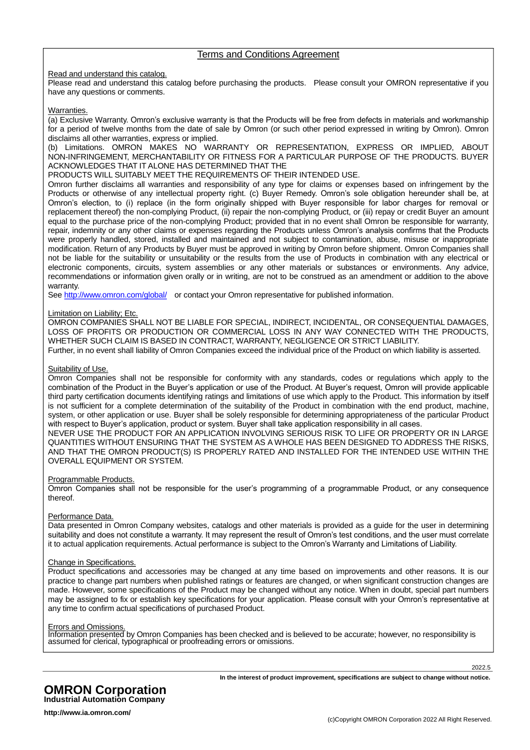## Terms and Conditions Agreement

Read and understand this catalog.

Please read and understand this catalog before purchasing the products. Please consult your OMRON representative if you have any questions or comments.

Warranties.

(a) Exclusive Warranty. Omron's exclusive warranty is that the Products will be free from defects in materials and workmanship for a period of twelve months from the date of sale by Omron (or such other period expressed in writing by Omron). Omron disclaims all other warranties, express or implied.

(b) Limitations. OMRON MAKES NO WARRANTY OR REPRESENTATION, EXPRESS OR IMPLIED, ABOUT NON-INFRINGEMENT, MERCHANTABILITY OR FITNESS FOR A PARTICULAR PURPOSE OF THE PRODUCTS. BUYER ACKNOWLEDGES THAT IT ALONE HAS DETERMINED THAT THE PRODUCTS WILL SUITABLY MEET THE REQUIREMENTS OF THEIR INTENDED USE.

Omron further disclaims all warranties and responsibility of any type for claims or expenses based on infringement by the Products or otherwise of any intellectual property right. (c) Buyer Remedy. Omron's sole obligation hereunder shall be, at Omron's election, to (i) replace (in the form originally shipped with Buyer responsible for labor charges for removal or replacement thereof) the non-complying Product, (ii) repair the non-complying Product, or (iii) repay or credit Buyer an amount equal to the purchase price of the non-complying Product; provided that in no event shall Omron be responsible for warranty, repair, indemnity or any other claims or expenses regarding the Products unless Omron's analysis confirms that the Products were properly handled, stored, installed and maintained and not subject to contamination, abuse, misuse or inappropriate modification. Return of any Products by Buyer must be approved in writing by Omron before shipment. Omron Companies shall not be liable for the suitability or unsuitability or the results from the use of Products in combination with any electrical or electronic components, circuits, system assemblies or any other materials or substances or environments. Any advice, recommendations or information given orally or in writing, are not to be construed as an amendment or addition to the above warranty.

See http://www.omron.com/global/ or contact your Omron representative for published information.

Limitation on Liability; Etc.

OMRON COMPANIES SHALL NOT BE LIABLE FOR SPECIAL, INDIRECT, INCIDENTAL, OR CONSEQUENTIAL DAMAGES, LOSS OF PROFITS OR PRODUCTION OR COMMERCIAL LOSS IN ANY WAY CONNECTED WITH THE PRODUCTS, WHETHER SUCH CLAIM IS BASED IN CONTRACT, WARRANTY, NEGLIGENCE OR STRICT LIABILITY.

Further, in no event shall liability of Omron Companies exceed the individual price of the Product on which liability is asserted.

Suitability of Use.

Omron Companies shall not be responsible for conformity with any standards, codes or regulations which apply to the combination of the Product in the Buyer's application or use of the Product. At Buyer's request, Omron will provide applicable third party certification documents identifying ratings and limitations of use which apply to the Product. This information by itself is not sufficient for a complete determination of the suitability of the Product in combination with the end product, machine, system, or other application or use. Buyer shall be solely responsible for determining appropriateness of the particular Product with respect to Buyer's application, product or system. Buyer shall take application responsibility in all cases.

NEVER USE THE PRODUCT FOR AN APPLICATION INVOLVING SERIOUS RISK TO LIFE OR PROPERTY OR IN LARGE QUANTITIES WITHOUT ENSURING THAT THE SYSTEM AS A WHOLE HAS BEEN DESIGNED TO ADDRESS THE RISKS, AND THAT THE OMRON PRODUCT(S) IS PROPERLY RATED AND INSTALLED FOR THE INTENDED USE WITHIN THE OVERALL EQUIPMENT OR SYSTEM.

Programmable Products.

Omron Companies shall not be responsible for the user's programming of a programmable Product, or any consequence thereof.

Performance Data.

Data presented in Omron Company websites, catalogs and other materials is provided as a guide for the user in determining suitability and does not constitute a warranty. It may represent the result of Omron's test conditions, and the user must correlate it to actual application requirements. Actual performance is subject to the Omron's Warranty and Limitations of Liability.

Change in Specifications.

Product specifications and accessories may be changed at any time based on improvements and other reasons. It is our practice to change part numbers when published ratings or features are changed, or when significant construction changes are made. However, some specifications of the Product may be changed without any notice. When in doubt, special part numbers may be assigned to fix or establish key specifications for your application. Please consult with your Omron's representative at any time to confirm actual specifications of purchased Product.

Errors and Omissions.

Information presented by Omron Companies has been checked and is believed to be accurate; however, no responsibility is assumed for clerical, typographical or proofreading errors or omissions.

2022.5

**In the interest of product improvement, specifications are subject to change without notice.**

**OMRON Corporation**
**Industrial Automation Company**

**http://www.ia.omron.com/**

(c)Copyright OMRON Corporation 2022 All Right Reserved.